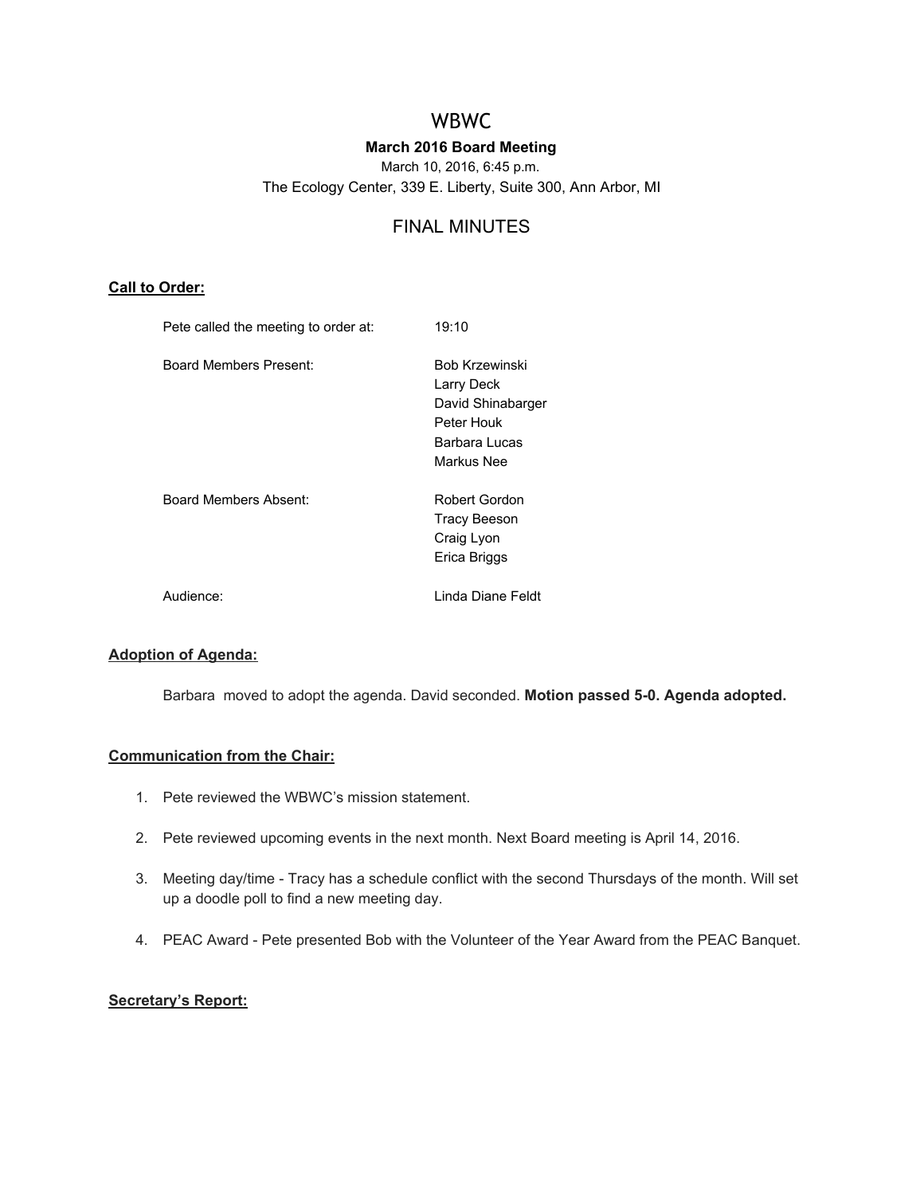# WBWC

**March 2016 Board Meeting**

March 10, 2016, 6:45 p.m.

The Ecology Center, 339 E. Liberty, Suite 300, Ann Arbor, MI

## FINAL MINUTES

**Call to Order:**

| | |
|---|---|
| Pete called the meeting to order at: | 19:10 |
| Board Members Present: | Bob Krzewinski<br>Larry Deck<br>David Shinabarger<br>Peter Houk<br>Barbara Lucas<br>Markus Nee |
| Board Members Absent: | Robert Gordon<br>Tracy Beeson<br>Craig Lyon<br>Erica Briggs |
| Audience: | Linda Diane Feldt |

**Adoption of Agenda:**

Barbara moved to adopt the agenda. David seconded. **Motion passed 5-0. Agenda adopted.**

**Communication from the Chair:**

1. Pete reviewed the WBWC's mission statement.
2. Pete reviewed upcoming events in the next month. Next Board meeting is April 14, 2016.
3. Meeting day/time - Tracy has a schedule conflict with the second Thursdays of the month. Will set up a doodle poll to find a new meeting day.
4. PEAC Award - Pete presented Bob with the Volunteer of the Year Award from the PEAC Banquet.

**Secretary's Report:**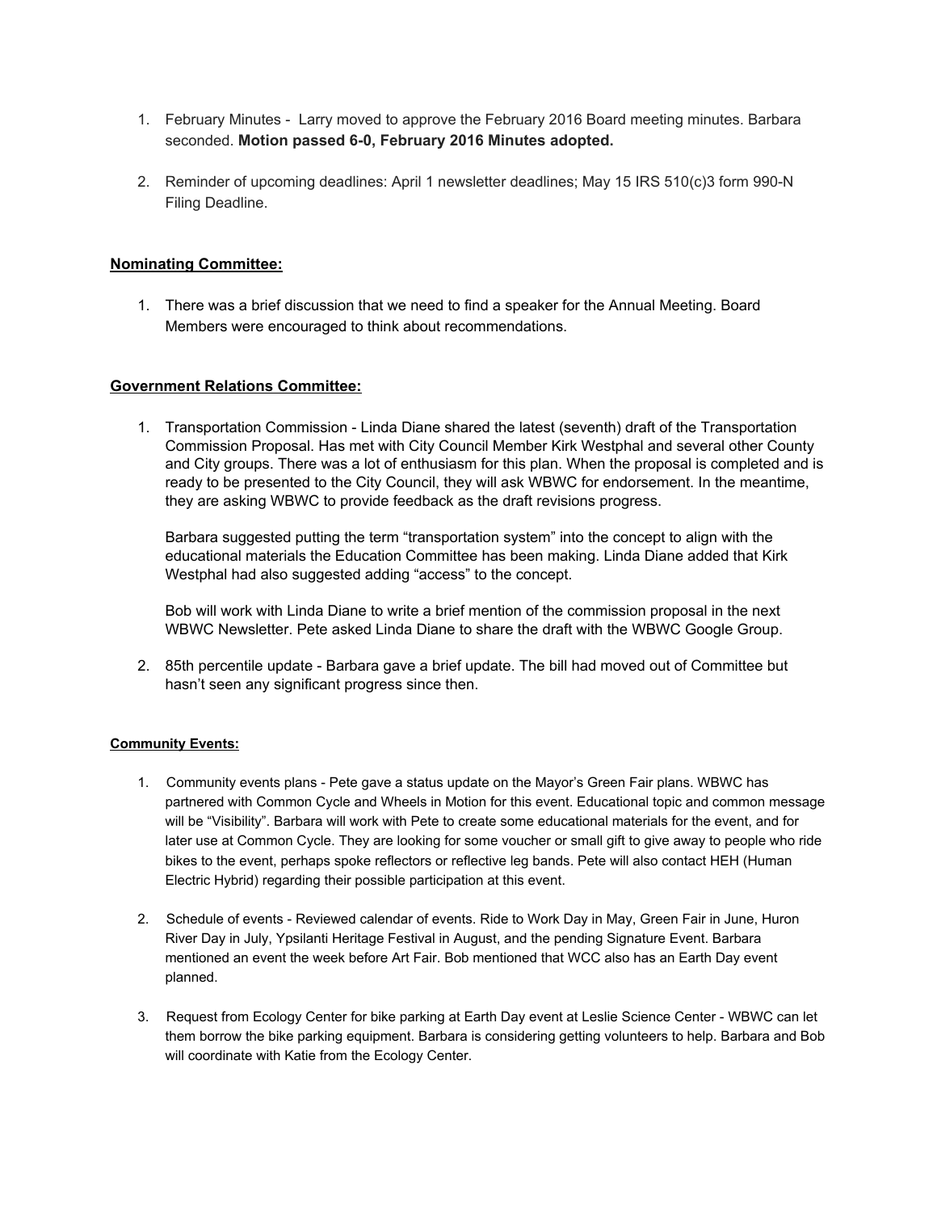1. February Minutes - Larry moved to approve the February 2016 Board meeting minutes. Barbara seconded. **Motion passed 6-0, February 2016 Minutes adopted.**

2. Reminder of upcoming deadlines: April 1 newsletter deadlines; May 15 IRS 510(c)3 form 990-N Filing Deadline.

**Nominating Committee:**

1. There was a brief discussion that we need to find a speaker for the Annual Meeting. Board Members were encouraged to think about recommendations.

**Government Relations Committee:**

1. Transportation Commission - Linda Diane shared the latest (seventh) draft of the Transportation Commission Proposal. Has met with City Council Member Kirk Westphal and several other County and City groups. There was a lot of enthusiasm for this plan. When the proposal is completed and is ready to be presented to the City Council, they will ask WBWC for endorsement. In the meantime, they are asking WBWC to provide feedback as the draft revisions progress.

   Barbara suggested putting the term "transportation system" into the concept to align with the educational materials the Education Committee has been making. Linda Diane added that Kirk Westphal had also suggested adding "access" to the concept.

   Bob will work with Linda Diane to write a brief mention of the commission proposal in the next WBWC Newsletter. Pete asked Linda Diane to share the draft with the WBWC Google Group.

2. 85th percentile update - Barbara gave a brief update. The bill had moved out of Committee but hasn't seen any significant progress since then.

**Community Events:**

1. Community events plans - Pete gave a status update on the Mayor's Green Fair plans. WBWC has partnered with Common Cycle and Wheels in Motion for this event. Educational topic and common message will be "Visibility". Barbara will work with Pete to create some educational materials for the event, and for later use at Common Cycle. They are looking for some voucher or small gift to give away to people who ride bikes to the event, perhaps spoke reflectors or reflective leg bands. Pete will also contact HEH (Human Electric Hybrid) regarding their possible participation at this event.

2. Schedule of events - Reviewed calendar of events. Ride to Work Day in May, Green Fair in June, Huron River Day in July, Ypsilanti Heritage Festival in August, and the pending Signature Event. Barbara mentioned an event the week before Art Fair. Bob mentioned that WCC also has an Earth Day event planned.

3. Request from Ecology Center for bike parking at Earth Day event at Leslie Science Center - WBWC can let them borrow the bike parking equipment. Barbara is considering getting volunteers to help. Barbara and Bob will coordinate with Katie from the Ecology Center.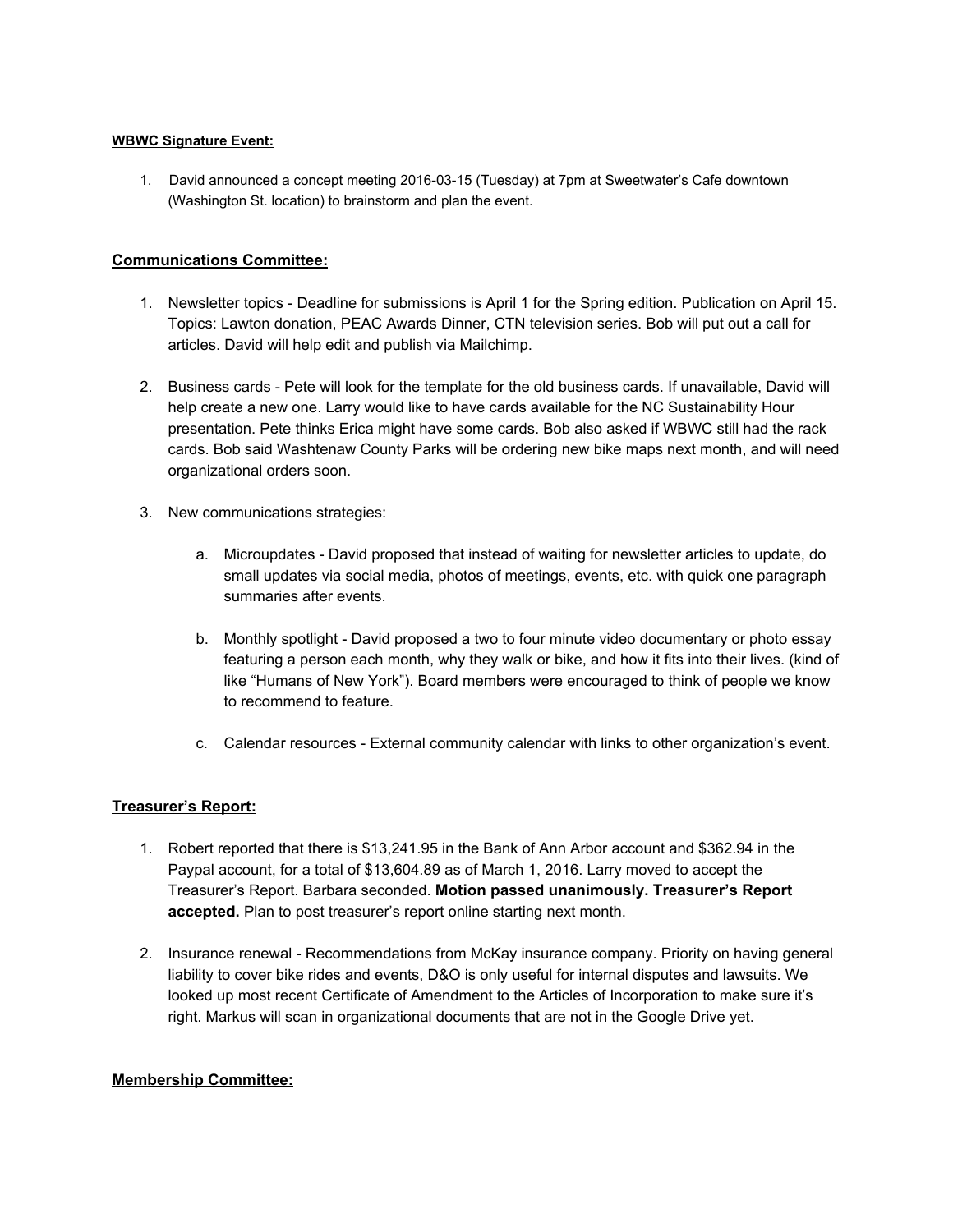**WBWC Signature Event:**

1. David announced a concept meeting 2016-03-15 (Tuesday) at 7pm at Sweetwater's Cafe downtown (Washington St. location) to brainstorm and plan the event.

## Communications Committee:

1. Newsletter topics - Deadline for submissions is April 1 for the Spring edition. Publication on April 15. Topics: Lawton donation, PEAC Awards Dinner, CTN television series. Bob will put out a call for articles. David will help edit and publish via Mailchimp.

2. Business cards - Pete will look for the template for the old business cards. If unavailable, David will help create a new one. Larry would like to have cards available for the NC Sustainability Hour presentation. Pete thinks Erica might have some cards. Bob also asked if WBWC still had the rack cards. Bob said Washtenaw County Parks will be ordering new bike maps next month, and will need organizational orders soon.

3. New communications strategies:

   a. Microupdates - David proposed that instead of waiting for newsletter articles to update, do small updates via social media, photos of meetings, events, etc. with quick one paragraph summaries after events.

   b. Monthly spotlight - David proposed a two to four minute video documentary or photo essay featuring a person each month, why they walk or bike, and how it fits into their lives. (kind of like "Humans of New York"). Board members were encouraged to think of people we know to recommend to feature.

   c. Calendar resources - External community calendar with links to other organization's event.

## Treasurer's Report:

1. Robert reported that there is $13,241.95 in the Bank of Ann Arbor account and $362.94 in the Paypal account, for a total of $13,604.89 as of March 1, 2016. Larry moved to accept the Treasurer's Report. Barbara seconded. **Motion passed unanimously. Treasurer's Report accepted.** Plan to post treasurer's report online starting next month.

2. Insurance renewal - Recommendations from McKay insurance company. Priority on having general liability to cover bike rides and events, D&O is only useful for internal disputes and lawsuits. We looked up most recent Certificate of Amendment to the Articles of Incorporation to make sure it's right. Markus will scan in organizational documents that are not in the Google Drive yet.

## Membership Committee: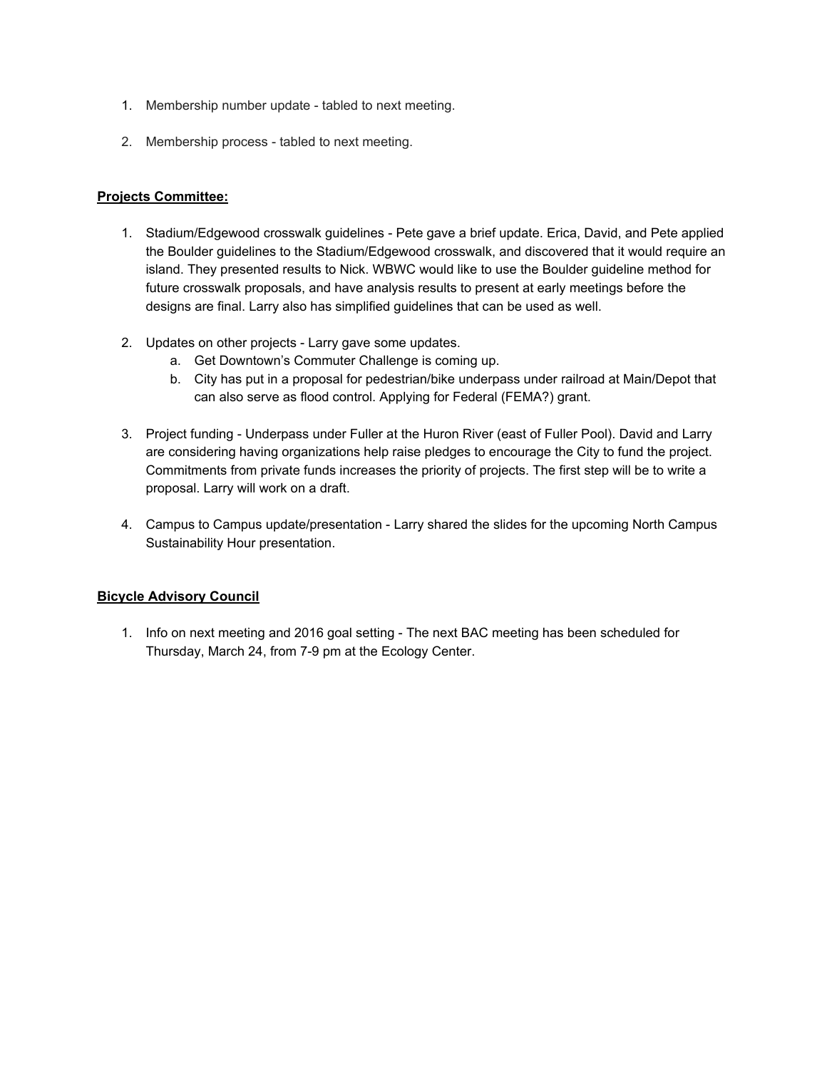1. Membership number update - tabled to next meeting.

2. Membership process - tabled to next meeting.

**Projects Committee:**

1. Stadium/Edgewood crosswalk guidelines - Pete gave a brief update. Erica, David, and Pete applied the Boulder guidelines to the Stadium/Edgewood crosswalk, and discovered that it would require an island. They presented results to Nick. WBWC would like to use the Boulder guideline method for future crosswalk proposals, and have analysis results to present at early meetings before the designs are final. Larry also has simplified guidelines that can be used as well.

2. Updates on other projects - Larry gave some updates.
   a. Get Downtown's Commuter Challenge is coming up.
   b. City has put in a proposal for pedestrian/bike underpass under railroad at Main/Depot that can also serve as flood control. Applying for Federal (FEMA?) grant.

3. Project funding - Underpass under Fuller at the Huron River (east of Fuller Pool). David and Larry are considering having organizations help raise pledges to encourage the City to fund the project. Commitments from private funds increases the priority of projects. The first step will be to write a proposal. Larry will work on a draft.

4. Campus to Campus update/presentation - Larry shared the slides for the upcoming North Campus Sustainability Hour presentation.

**Bicycle Advisory Council**

1. Info on next meeting and 2016 goal setting - The next BAC meeting has been scheduled for Thursday, March 24, from 7-9 pm at the Ecology Center.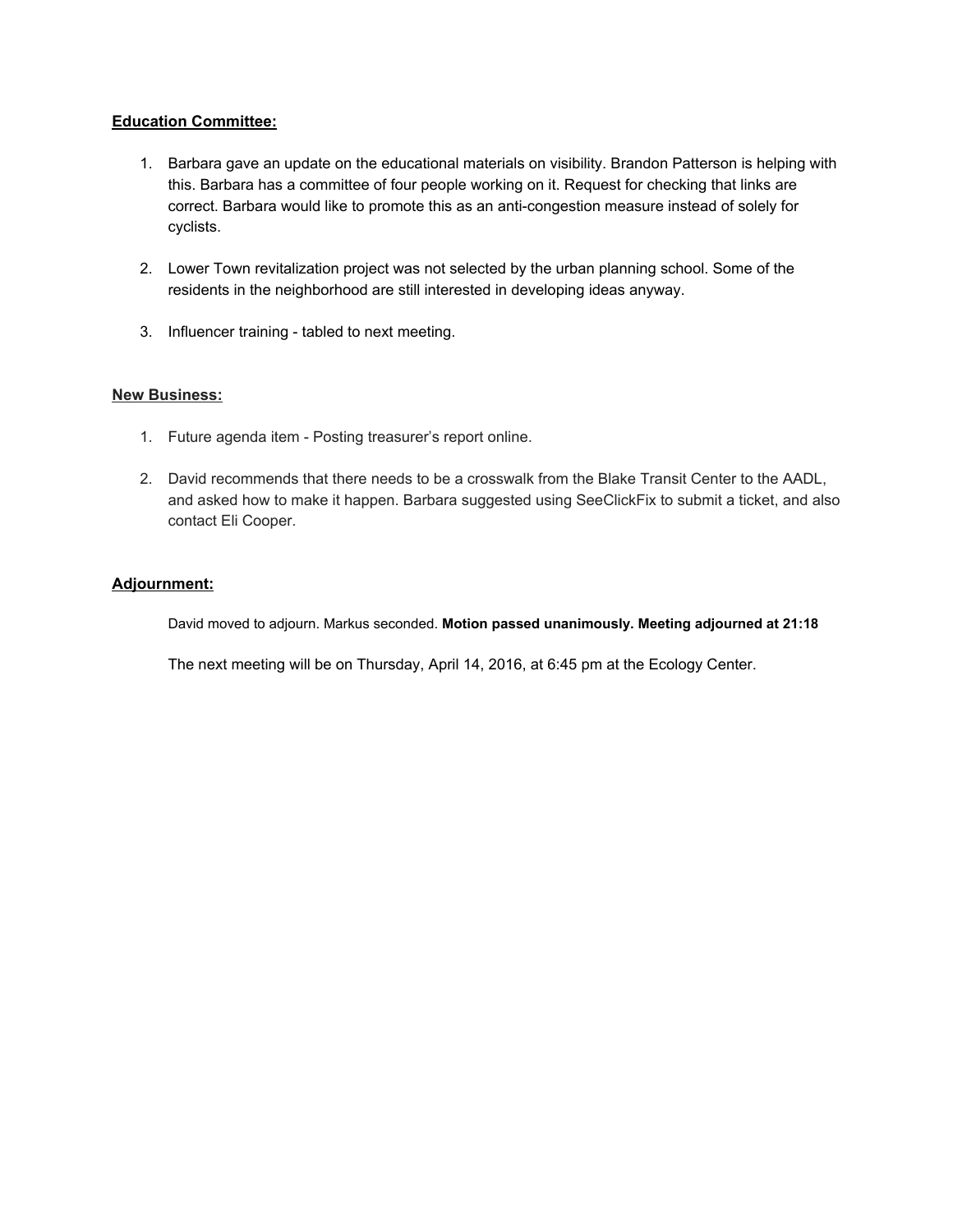**Education Committee:**

1. Barbara gave an update on the educational materials on visibility. Brandon Patterson is helping with this. Barbara has a committee of four people working on it. Request for checking that links are correct. Barbara would like to promote this as an anti-congestion measure instead of solely for cyclists.

2. Lower Town revitalization project was not selected by the urban planning school. Some of the residents in the neighborhood are still interested in developing ideas anyway.

3. Influencer training - tabled to next meeting.

**New Business:**

1. Future agenda item - Posting treasurer's report online.

2. David recommends that there needs to be a crosswalk from the Blake Transit Center to the AADL, and asked how to make it happen. Barbara suggested using SeeClickFix to submit a ticket, and also contact Eli Cooper.

**Adjournment:**

David moved to adjourn. Markus seconded. **Motion passed unanimously. Meeting adjourned at 21:18**

The next meeting will be on Thursday, April 14, 2016, at 6:45 pm at the Ecology Center.